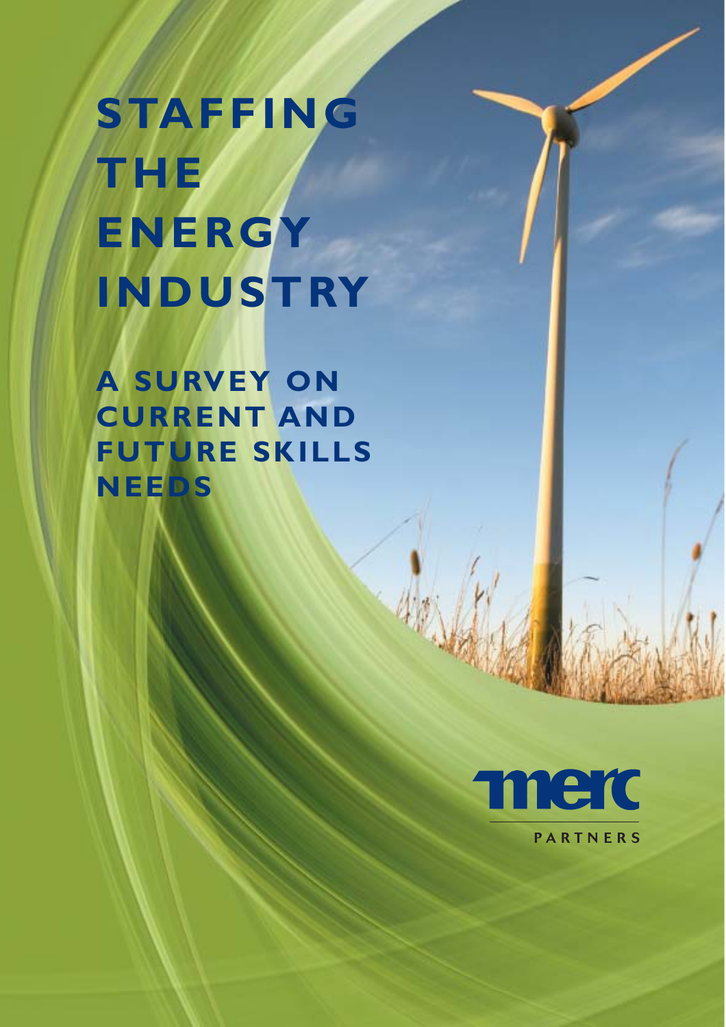# STAFFING THE ENERGY INDUSTRY

## A SURVEY ON CURRENT AND FUTURE SKILLS NEEDS

merc

PARTNERS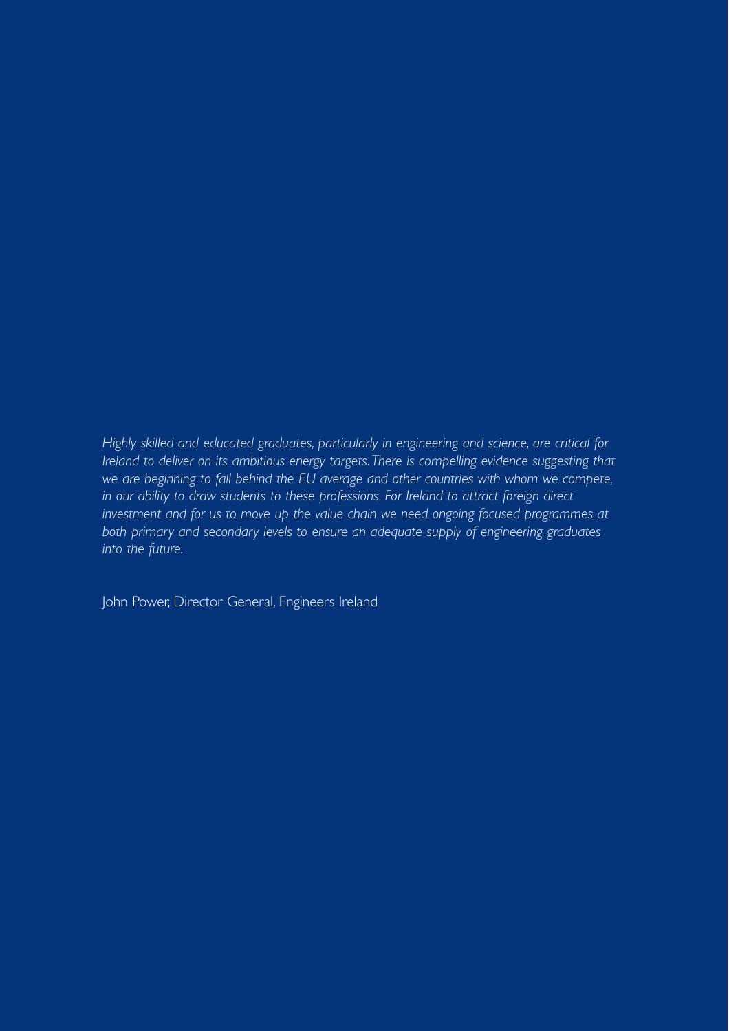*Highly skilled and educated graduates, particularly in engineering and science, are critical for Ireland to deliver on its ambitious energy targets. There is compelling evidence suggesting that we are beginning to fall behind the EU average and other countries with whom we compete, in our ability to draw students to these professions. For Ireland to attract foreign direct investment and for us to move up the value chain we need ongoing focused programmes at both primary and secondary levels to ensure an adequate supply of engineering graduates into the future.*

John Power, Director General, Engineers Ireland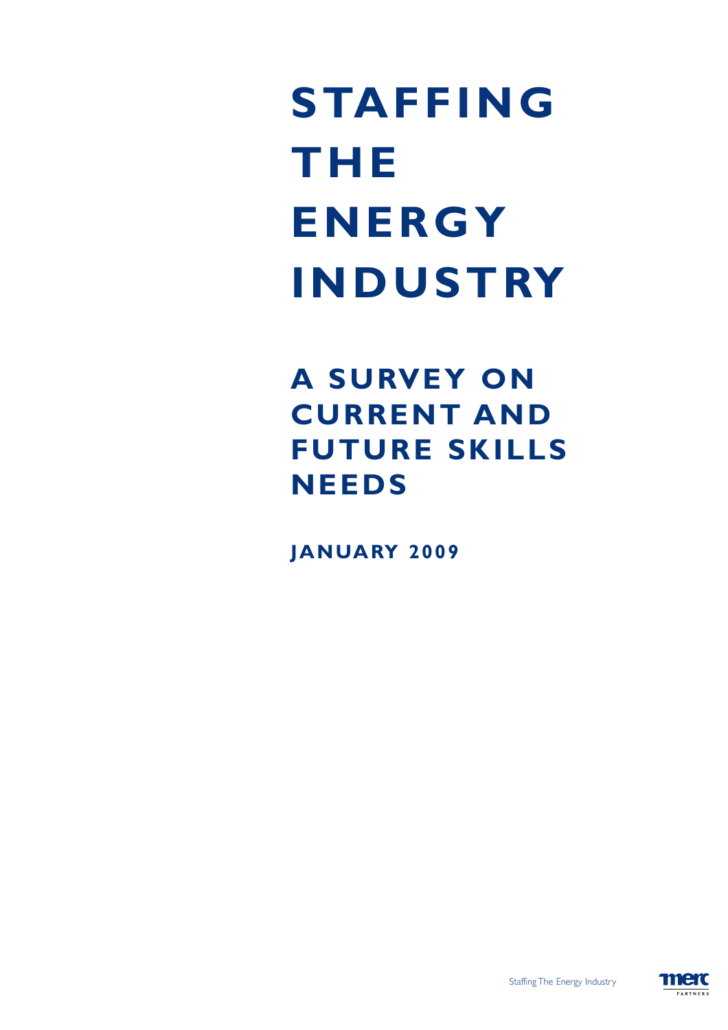# STAFFING THE ENERGY INDUSTRY

## A SURVEY ON CURRENT AND FUTURE SKILLS NEEDS

**JANUARY 2009**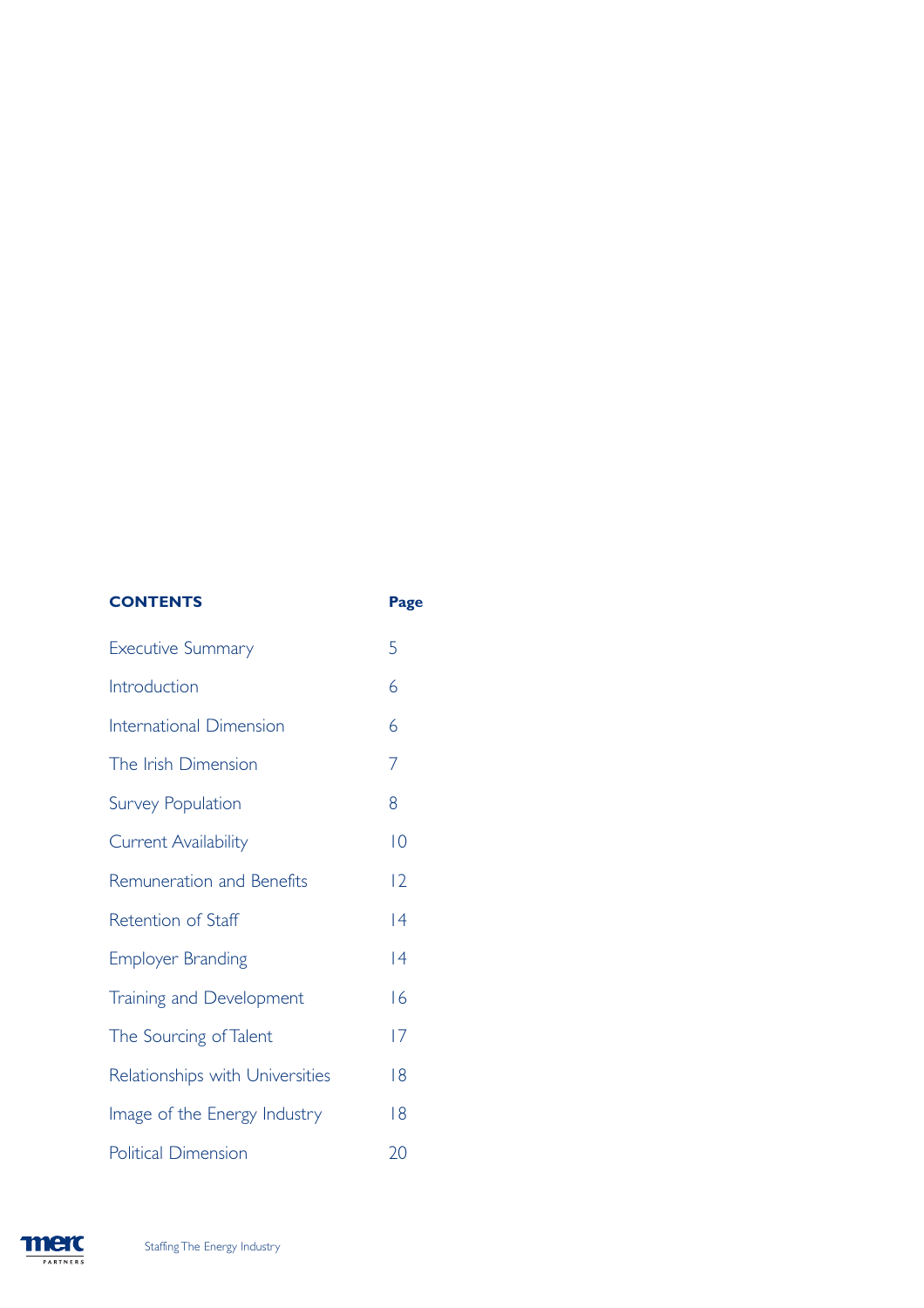| CONTENTS | Page |
|---|---|
| Executive Summary | 5 |
| Introduction | 6 |
| International Dimension | 6 |
| The Irish Dimension | 7 |
| Survey Population | 8 |
| Current Availability | 10 |
| Remuneration and Benefits | 12 |
| Retention of Staff | 14 |
| Employer Branding | 14 |
| Training and Development | 16 |
| The Sourcing of Talent | 17 |
| Relationships with Universities | 18 |
| Image of the Energy Industry | 18 |
| Political Dimension | 20 |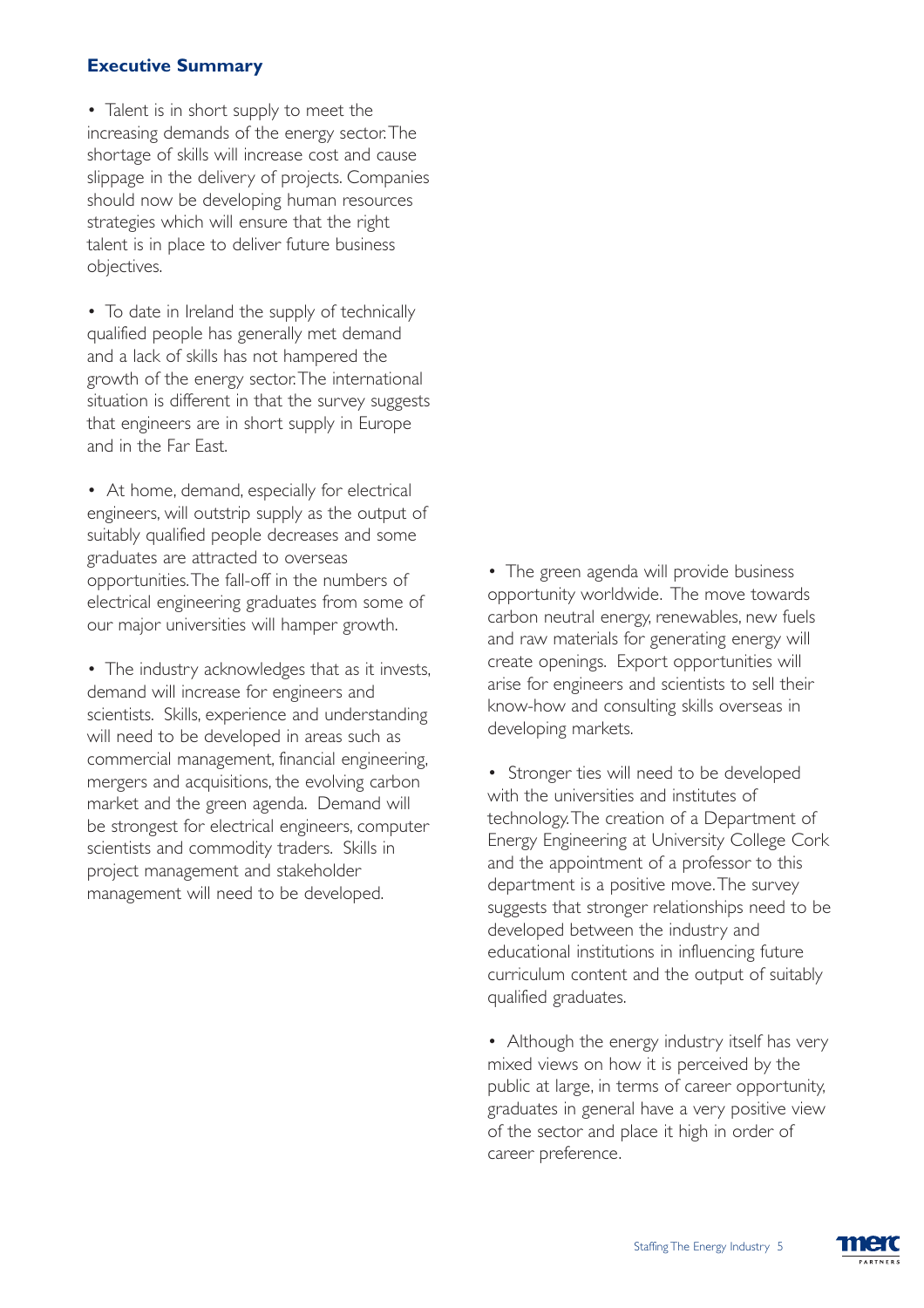## Executive Summary

- Talent is in short supply to meet the increasing demands of the energy sector. The shortage of skills will increase cost and cause slippage in the delivery of projects. Companies should now be developing human resources strategies which will ensure that the right talent is in place to deliver future business objectives.

- To date in Ireland the supply of technically qualified people has generally met demand and a lack of skills has not hampered the growth of the energy sector. The international situation is different in that the survey suggests that engineers are in short supply in Europe and in the Far East.

- At home, demand, especially for electrical engineers, will outstrip supply as the output of suitably qualified people decreases and some graduates are attracted to overseas opportunities. The fall-off in the numbers of electrical engineering graduates from some of our major universities will hamper growth.

- The industry acknowledges that as it invests, demand will increase for engineers and scientists. Skills, experience and understanding will need to be developed in areas such as commercial management, financial engineering, mergers and acquisitions, the evolving carbon market and the green agenda. Demand will be strongest for electrical engineers, computer scientists and commodity traders. Skills in project management and stakeholder management will need to be developed.

- The green agenda will provide business opportunity worldwide. The move towards carbon neutral energy, renewables, new fuels and raw materials for generating energy will create openings. Export opportunities will arise for engineers and scientists to sell their know-how and consulting skills overseas in developing markets.

- Stronger ties will need to be developed with the universities and institutes of technology. The creation of a Department of Energy Engineering at University College Cork and the appointment of a professor to this department is a positive move. The survey suggests that stronger relationships need to be developed between the industry and educational institutions in influencing future curriculum content and the output of suitably qualified graduates.

- Although the energy industry itself has very mixed views on how it is perceived by the public at large, in terms of career opportunity, graduates in general have a very positive view of the sector and place it high in order of career preference.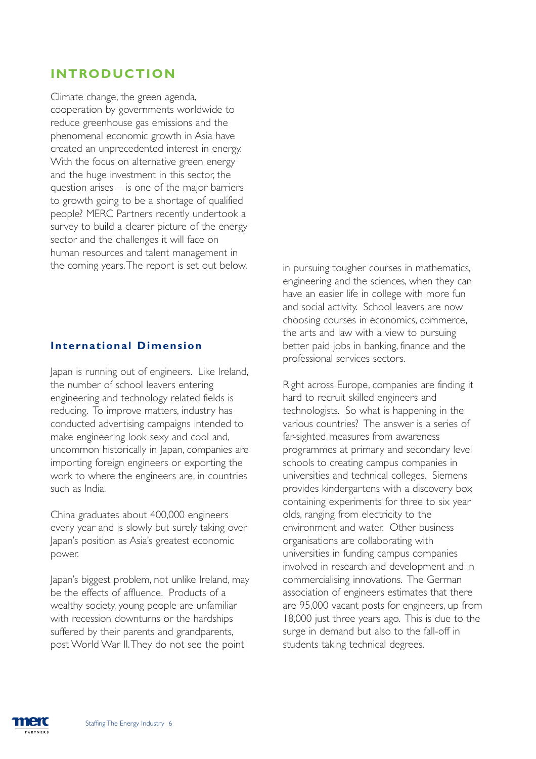# INTRODUCTION

Climate change, the green agenda, cooperation by governments worldwide to reduce greenhouse gas emissions and the phenomenal economic growth in Asia have created an unprecedented interest in energy. With the focus on alternative green energy and the huge investment in this sector, the question arises – is one of the major barriers to growth going to be a shortage of qualified people? MERC Partners recently undertook a survey to build a clearer picture of the energy sector and the challenges it will face on human resources and talent management in the coming years. The report is set out below.

## International Dimension

Japan is running out of engineers. Like Ireland, the number of school leavers entering engineering and technology related fields is reducing. To improve matters, industry has conducted advertising campaigns intended to make engineering look sexy and cool and, uncommon historically in Japan, companies are importing foreign engineers or exporting the work to where the engineers are, in countries such as India.

China graduates about 400,000 engineers every year and is slowly but surely taking over Japan's position as Asia's greatest economic power.

Japan's biggest problem, not unlike Ireland, may be the effects of affluence. Products of a wealthy society, young people are unfamiliar with recession downturns or the hardships suffered by their parents and grandparents, post World War II. They do not see the point in pursuing tougher courses in mathematics, engineering and the sciences, when they can have an easier life in college with more fun and social activity. School leavers are now choosing courses in economics, commerce, the arts and law with a view to pursuing better paid jobs in banking, finance and the professional services sectors.

Right across Europe, companies are finding it hard to recruit skilled engineers and technologists. So what is happening in the various countries? The answer is a series of far-sighted measures from awareness programmes at primary and secondary level schools to creating campus companies in universities and technical colleges. Siemens provides kindergartens with a discovery box containing experiments for three to six year olds, ranging from electricity to the environment and water. Other business organisations are collaborating with universities in funding campus companies involved in research and development and in commercialising innovations. The German association of engineers estimates that there are 95,000 vacant posts for engineers, up from 18,000 just three years ago. This is due to the surge in demand but also to the fall-off in students taking technical degrees.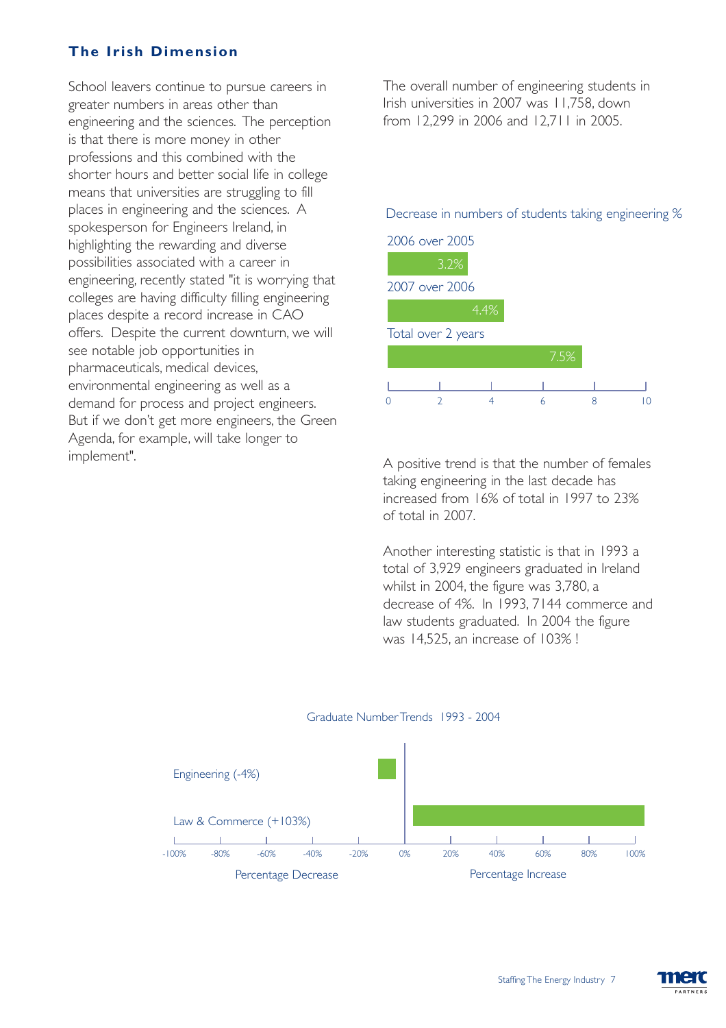## The Irish Dimension

School leavers continue to pursue careers in greater numbers in areas other than engineering and the sciences. The perception is that there is more money in other professions and this combined with the shorter hours and better social life in college means that universities are struggling to fill places in engineering and the sciences. A spokesperson for Engineers Ireland, in highlighting the rewarding and diverse possibilities associated with a career in engineering, recently stated "it is worrying that colleges are having difficulty filling engineering places despite a record increase in CAO offers. Despite the current downturn, we will see notable job opportunities in pharmaceuticals, medical devices, environmental engineering as well as a demand for process and project engineers. But if we don't get more engineers, the Green Agenda, for example, will take longer to implement".

The overall number of engineering students in Irish universities in 2007 was 11,758, down from 12,299 in 2006 and 12,711 in 2005.

Decrease in numbers of students taking engineering %

| | % |
|---|---|
| 2006 over 2005 | 3.2% |
| 2007 over 2006 | 4.4% |
| Total over 2 years | 7.5% |

A positive trend is that the number of females taking engineering in the last decade has increased from 16% of total in 1997 to 23% of total in 2007.

Another interesting statistic is that in 1993 a total of 3,929 engineers graduated in Ireland whilst in 2004, the figure was 3,780, a decrease of 4%. In 1993, 7144 commerce and law students graduated. In 2004 the figure was 14,525, an increase of 103% !

Graduate Number Trends 1993 - 2004

| | Change |
|---|---|
| Engineering (-4%) | -4% |
| Law & Commerce (+103%) | +103% |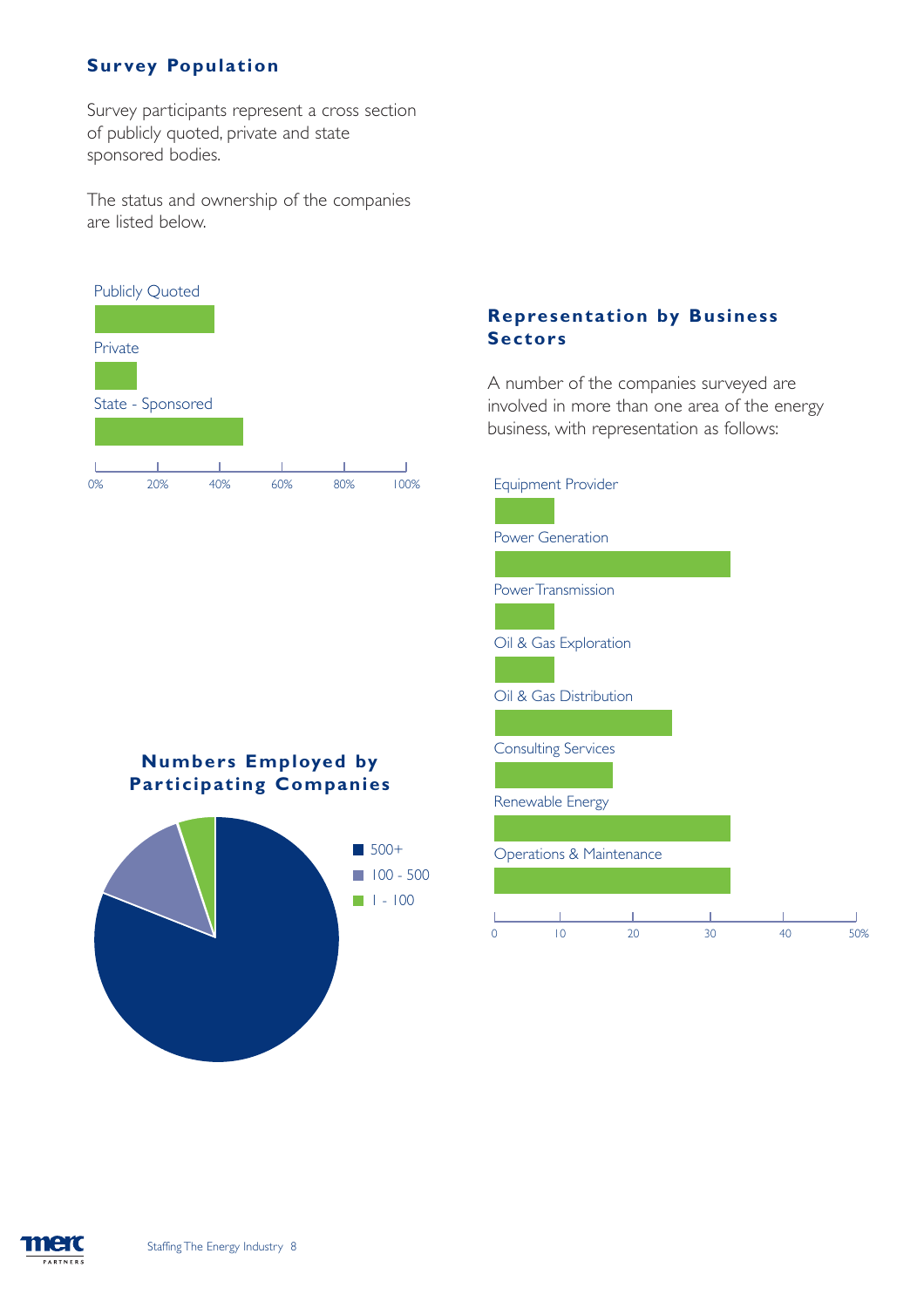## Survey Population

Survey participants represent a cross section of publicly quoted, private and state sponsored bodies.

The status and ownership of the companies are listed below.

Publicly Quoted

Private

State - Sponsored

0% 20% 40% 60% 80% 100%

## Numbers Employed by Participating Companies

500+
100 - 500
1 - 100

## Representation by Business Sectors

A number of the companies surveyed are involved in more than one area of the energy business, with representation as follows:

Equipment Provider

Power Generation

Power Transmission

Oil & Gas Exploration

Oil & Gas Distribution

Consulting Services

Renewable Energy

Operations & Maintenance

0 10 20 30 40 50%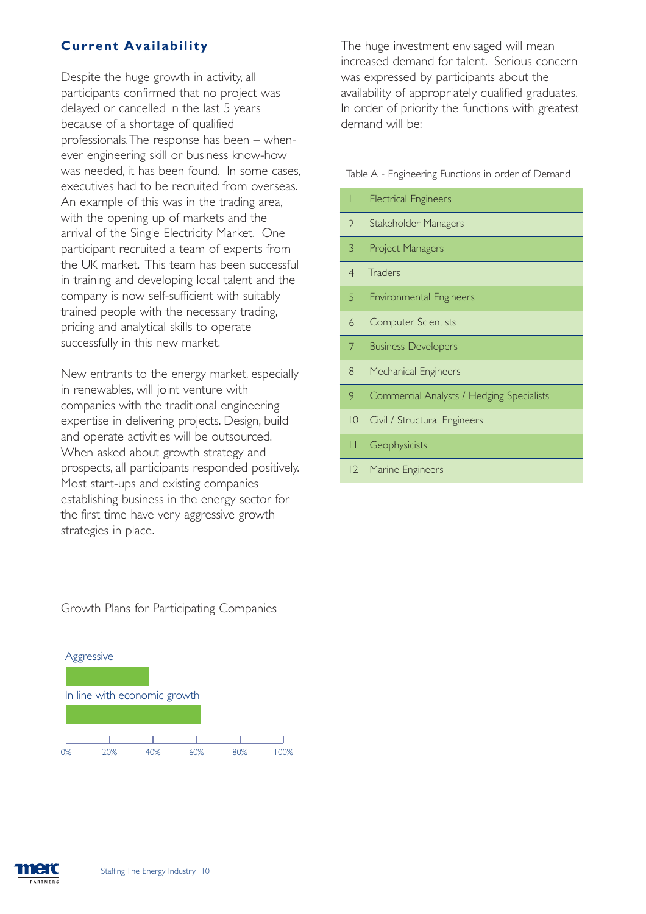## Current Availability

Despite the huge growth in activity, all participants confirmed that no project was delayed or cancelled in the last 5 years because of a shortage of qualified professionals. The response has been – whenever engineering skill or business know-how was needed, it has been found. In some cases, executives had to be recruited from overseas. An example of this was in the trading area, with the opening up of markets and the arrival of the Single Electricity Market. One participant recruited a team of experts from the UK market. This team has been successful in training and developing local talent and the company is now self-sufficient with suitably trained people with the necessary trading, pricing and analytical skills to operate successfully in this new market.

New entrants to the energy market, especially in renewables, will joint venture with companies with the traditional engineering expertise in delivering projects. Design, build and operate activities will be outsourced. When asked about growth strategy and prospects, all participants responded positively. Most start-ups and existing companies establishing business in the energy sector for the first time have very aggressive growth strategies in place.

Growth Plans for Participating Companies

| Growth plan | Approx. share |
|---|---|
| Aggressive | ~38% |
| In line with economic growth | ~62% |

The huge investment envisaged will mean increased demand for talent. Serious concern was expressed by participants about the availability of appropriately qualified graduates. In order of priority the functions with greatest demand will be:

Table A - Engineering Functions in order of Demand

| | |
|---|---|
| 1 | Electrical Engineers |
| 2 | Stakeholder Managers |
| 3 | Project Managers |
| 4 | Traders |
| 5 | Environmental Engineers |
| 6 | Computer Scientists |
| 7 | Business Developers |
| 8 | Mechanical Engineers |
| 9 | Commercial Analysts / Hedging Specialists |
| 10 | Civil / Structural Engineers |
| 11 | Geophysicists |
| 12 | Marine Engineers |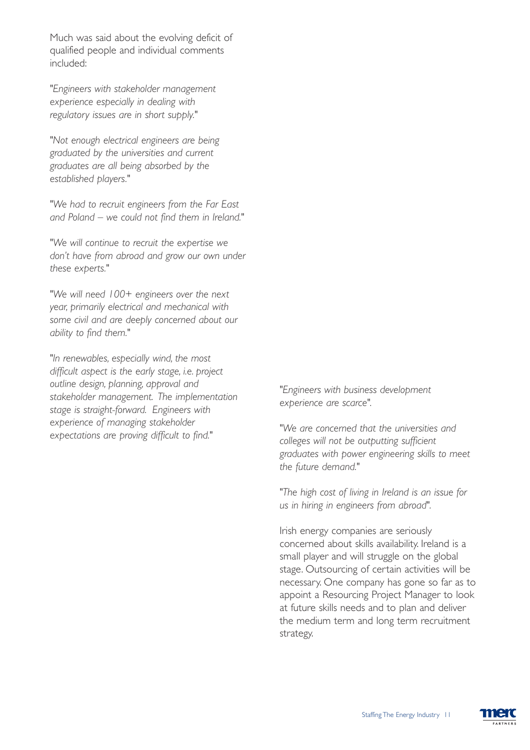Much was said about the evolving deficit of qualified people and individual comments included:

"*Engineers with stakeholder management experience especially in dealing with regulatory issues are in short supply.*"

"*Not enough electrical engineers are being graduated by the universities and current graduates are all being absorbed by the established players.*"

"*We had to recruit engineers from the Far East and Poland – we could not find them in Ireland.*"

"*We will continue to recruit the expertise we don't have from abroad and grow our own under these experts.*"

"*We will need 100+ engineers over the next year, primarily electrical and mechanical with some civil and are deeply concerned about our ability to find them.*"

"*In renewables, especially wind, the most difficult aspect is the early stage, i.e. project outline design, planning, approval and stakeholder management. The implementation stage is straight-forward. Engineers with experience of managing stakeholder expectations are proving difficult to find.*"

"*Engineers with business development experience are scarce*".

"*We are concerned that the universities and colleges will not be outputting sufficient graduates with power engineering skills to meet the future demand.*"

"*The high cost of living in Ireland is an issue for us in hiring in engineers from abroad*".

Irish energy companies are seriously concerned about skills availability. Ireland is a small player and will struggle on the global stage. Outsourcing of certain activities will be necessary. One company has gone so far as to appoint a Resourcing Project Manager to look at future skills needs and to plan and deliver the medium term and long term recruitment strategy.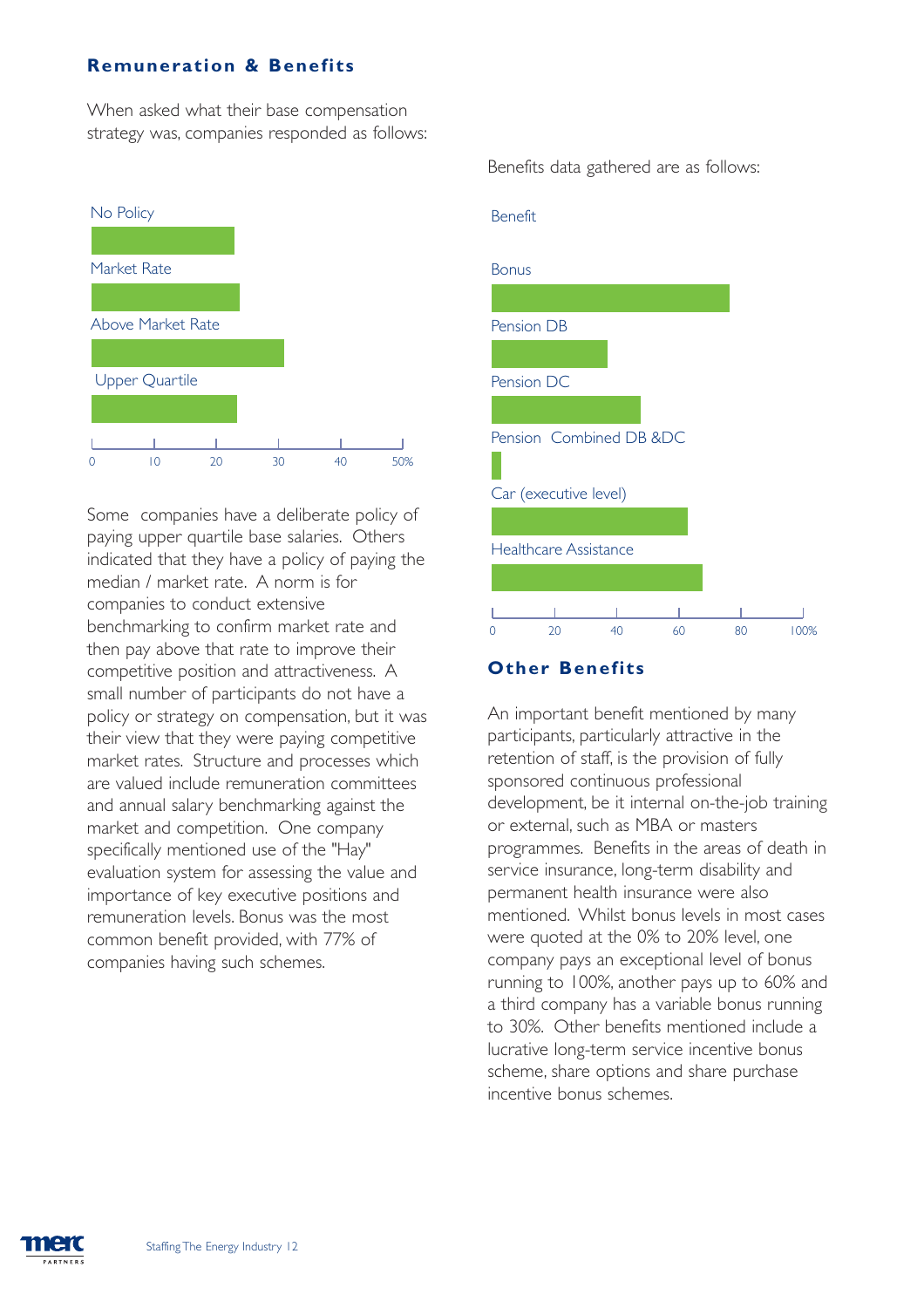## Remuneration & Benefits

When asked what their base compensation strategy was, companies responded as follows:

No Policy

Market Rate

Above Market Rate

Upper Quartile

0 10 20 30 40 50%

Some companies have a deliberate policy of paying upper quartile base salaries. Others indicated that they have a policy of paying the median / market rate. A norm is for companies to conduct extensive benchmarking to confirm market rate and then pay above that rate to improve their competitive position and attractiveness. A small number of participants do not have a policy or strategy on compensation, but it was their view that they were paying competitive market rates. Structure and processes which are valued include remuneration committees and annual salary benchmarking against the market and competition. One company specifically mentioned use of the "Hay" evaluation system for assessing the value and importance of key executive positions and remuneration levels. Bonus was the most common benefit provided, with 77% of companies having such schemes.

Benefits data gathered are as follows:

Benefit

Bonus

Pension DB

Pension DC

Pension Combined DB &DC

Car (executive level)

Healthcare Assistance

0 20 40 60 80 100%

## Other Benefits

An important benefit mentioned by many participants, particularly attractive in the retention of staff, is the provision of fully sponsored continuous professional development, be it internal on-the-job training or external, such as MBA or masters programmes. Benefits in the areas of death in service insurance, long-term disability and permanent health insurance were also mentioned. Whilst bonus levels in most cases were quoted at the 0% to 20% level, one company pays an exceptional level of bonus running to 100%, another pays up to 60% and a third company has a variable bonus running to 30%. Other benefits mentioned include a lucrative long-term service incentive bonus scheme, share options and share purchase incentive bonus schemes.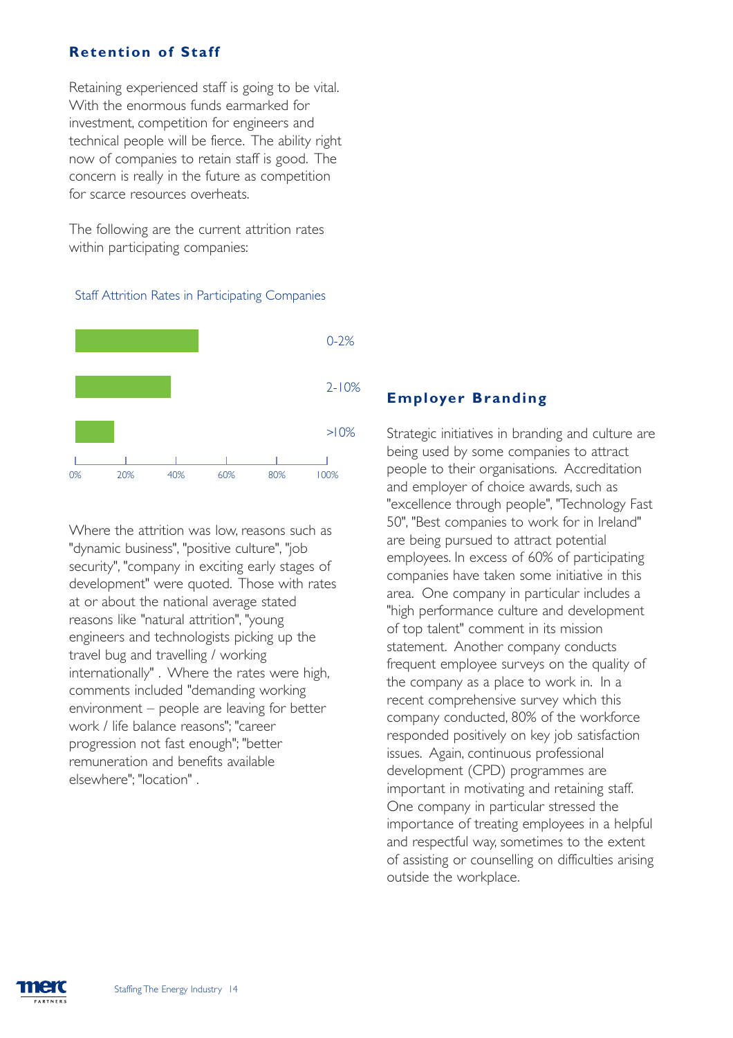## Retention of Staff

Retaining experienced staff is going to be vital. With the enormous funds earmarked for investment, competition for engineers and technical people will be fierce. The ability right now of companies to retain staff is good. The concern is really in the future as competition for scarce resources overheats.

The following are the current attrition rates within participating companies:

Staff Attrition Rates in Participating Companies

0-2%

2-10%

>10%

0% 20% 40% 60% 80% 100%

Where the attrition was low, reasons such as "dynamic business", "positive culture", "job security", "company in exciting early stages of development" were quoted. Those with rates at or about the national average stated reasons like "natural attrition", "young engineers and technologists picking up the travel bug and travelling / working internationally" . Where the rates were high, comments included "demanding working environment – people are leaving for better work / life balance reasons"; "career progression not fast enough"; "better remuneration and benefits available elsewhere"; "location" .

## Employer Branding

Strategic initiatives in branding and culture are being used by some companies to attract people to their organisations. Accreditation and employer of choice awards, such as "excellence through people", "Technology Fast 50", "Best companies to work for in Ireland" are being pursued to attract potential employees. In excess of 60% of participating companies have taken some initiative in this area. One company in particular includes a "high performance culture and development of top talent" comment in its mission statement. Another company conducts frequent employee surveys on the quality of the company as a place to work in. In a recent comprehensive survey which this company conducted, 80% of the workforce responded positively on key job satisfaction issues. Again, continuous professional development (CPD) programmes are important in motivating and retaining staff. One company in particular stressed the importance of treating employees in a helpful and respectful way, sometimes to the extent of assisting or counselling on difficulties arising outside the workplace.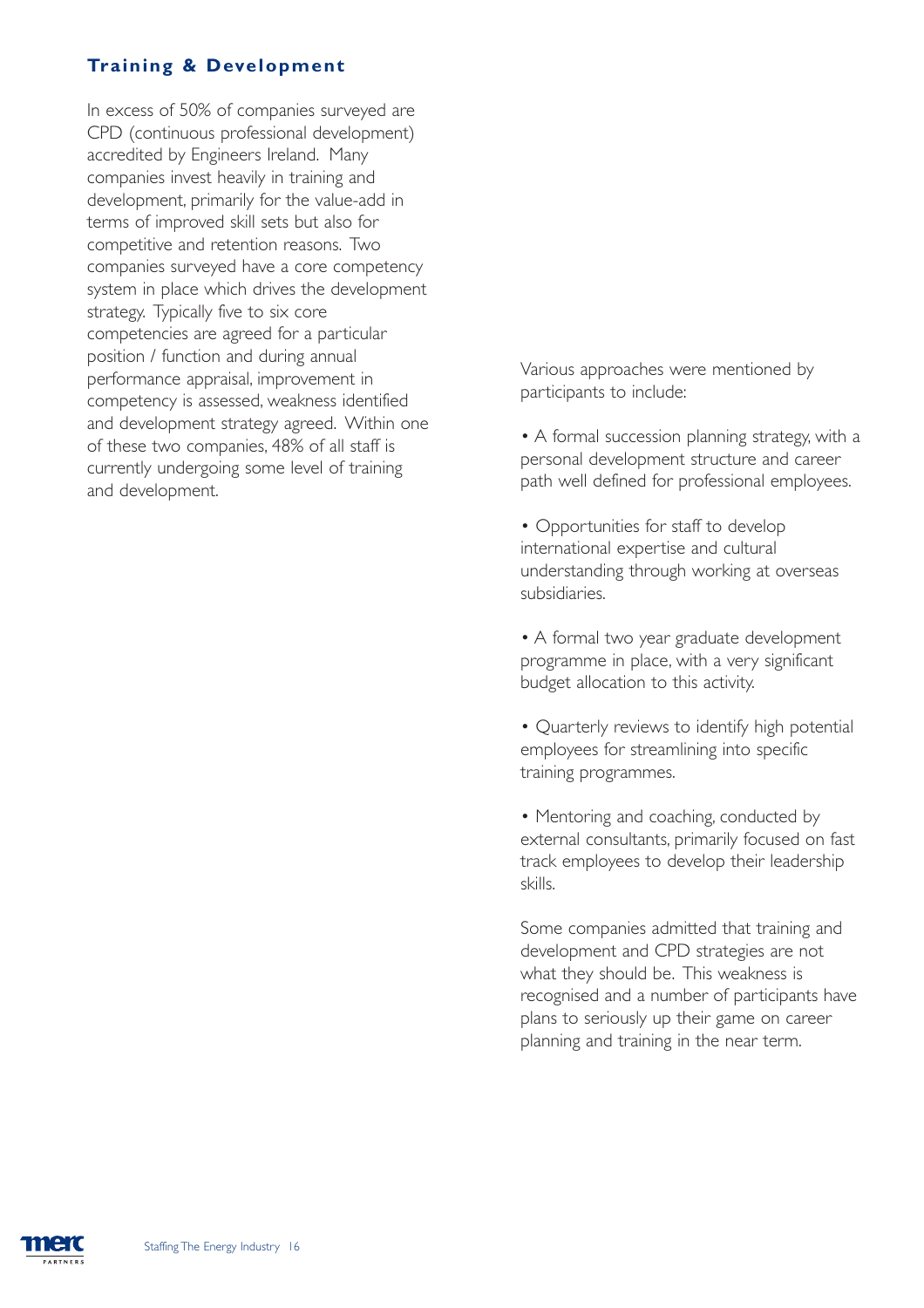## Training & Development

In excess of 50% of companies surveyed are CPD (continuous professional development) accredited by Engineers Ireland. Many companies invest heavily in training and development, primarily for the value-add in terms of improved skill sets but also for competitive and retention reasons. Two companies surveyed have a core competency system in place which drives the development strategy. Typically five to six core competencies are agreed for a particular position / function and during annual performance appraisal, improvement in competency is assessed, weakness identified and development strategy agreed. Within one of these two companies, 48% of all staff is currently undergoing some level of training and development.

Various approaches were mentioned by participants to include:

- A formal succession planning strategy, with a personal development structure and career path well defined for professional employees.
- Opportunities for staff to develop international expertise and cultural understanding through working at overseas subsidiaries.
- A formal two year graduate development programme in place, with a very significant budget allocation to this activity.
- Quarterly reviews to identify high potential employees for streamlining into specific training programmes.
- Mentoring and coaching, conducted by external consultants, primarily focused on fast track employees to develop their leadership skills.

Some companies admitted that training and development and CPD strategies are not what they should be. This weakness is recognised and a number of participants have plans to seriously up their game on career planning and training in the near term.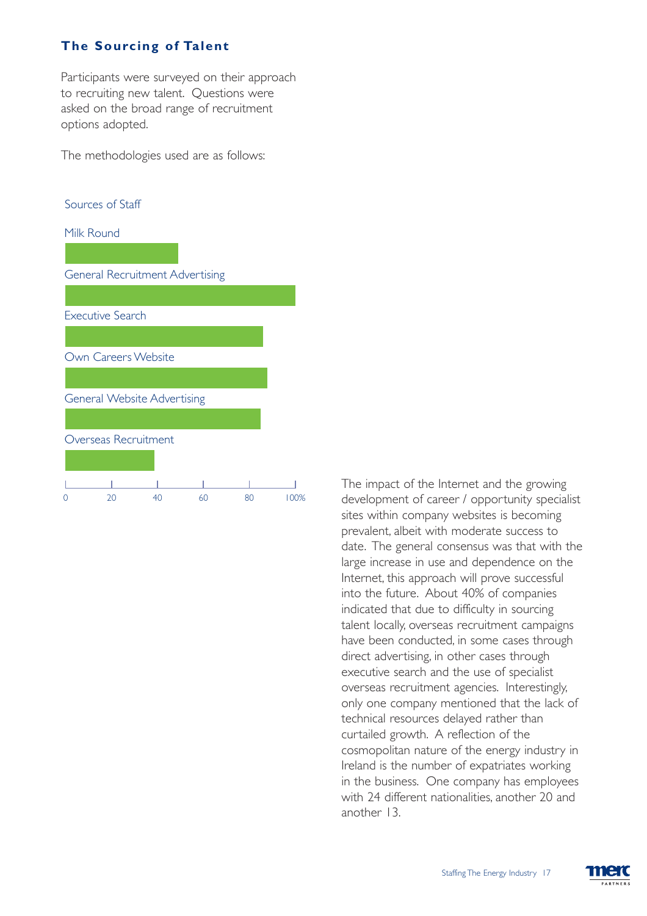## The Sourcing of Talent

Participants were surveyed on their approach to recruiting new talent. Questions were asked on the broad range of recruitment options adopted.

The methodologies used are as follows:

Sources of Staff

Milk Round

General Recruitment Advertising

Executive Search

Own Careers Website

General Website Advertising

Overseas Recruitment

0 20 40 60 80 100%

The impact of the Internet and the growing development of career / opportunity specialist sites within company websites is becoming prevalent, albeit with moderate success to date. The general consensus was that with the large increase in use and dependence on the Internet, this approach will prove successful into the future. About 40% of companies indicated that due to difficulty in sourcing talent locally, overseas recruitment campaigns have been conducted, in some cases through direct advertising, in other cases through executive search and the use of specialist overseas recruitment agencies. Interestingly, only one company mentioned that the lack of technical resources delayed rather than curtailed growth. A reflection of the cosmopolitan nature of the energy industry in Ireland is the number of expatriates working in the business. One company has employees with 24 different nationalities, another 20 and another 13.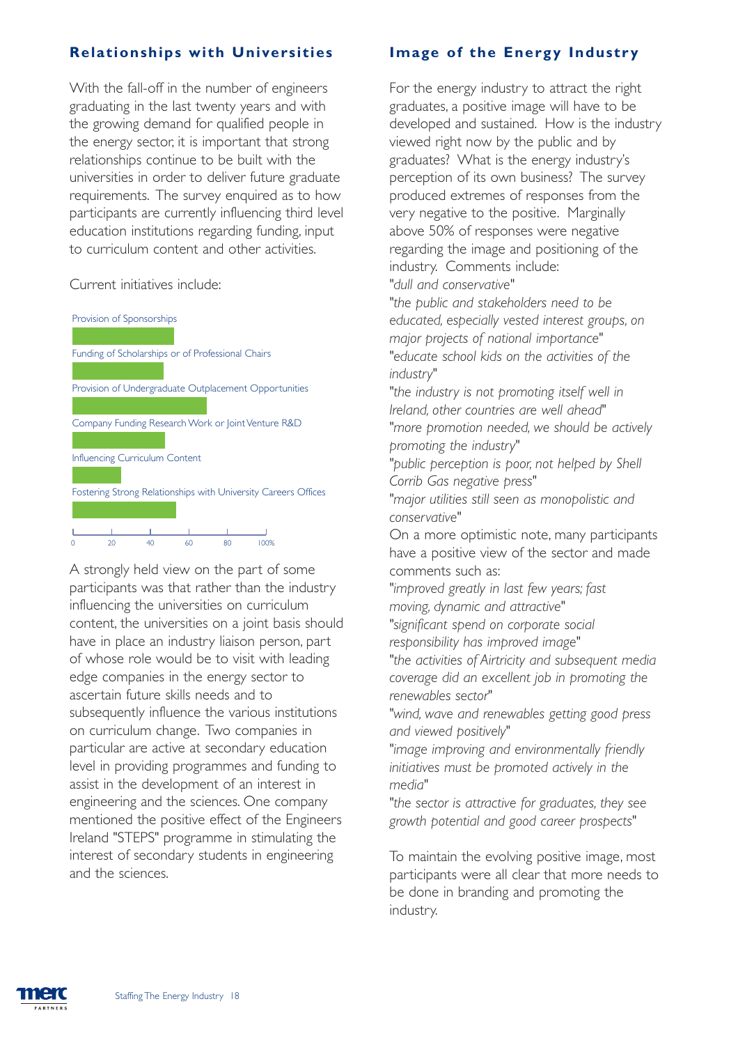## Relationships with Universities

With the fall-off in the number of engineers graduating in the last twenty years and with the growing demand for qualified people in the energy sector, it is important that strong relationships continue to be built with the universities in order to deliver future graduate requirements. The survey enquired as to how participants are currently influencing third level education institutions regarding funding, input to curriculum content and other activities.

Current initiatives include:

- Provision of Sponsorships
- Funding of Scholarships or of Professional Chairs
- Provision of Undergraduate Outplacement Opportunities
- Company Funding Research Work or Joint Venture R&D
- Influencing Curriculum Content
- Fostering Strong Relationships with University Careers Offices

0 20 40 60 80 100%

A strongly held view on the part of some participants was that rather than the industry influencing the universities on curriculum content, the universities on a joint basis should have in place an industry liaison person, part of whose role would be to visit with leading edge companies in the energy sector to ascertain future skills needs and to subsequently influence the various institutions on curriculum change. Two companies in particular are active at secondary education level in providing programmes and funding to assist in the development of an interest in engineering and the sciences. One company mentioned the positive effect of the Engineers Ireland "STEPS" programme in stimulating the interest of secondary students in engineering and the sciences.

## Image of the Energy Industry

For the energy industry to attract the right graduates, a positive image will have to be developed and sustained. How is the industry viewed right now by the public and by graduates? What is the energy industry's perception of its own business? The survey produced extremes of responses from the very negative to the positive. Marginally above 50% of responses were negative regarding the image and positioning of the industry. Comments include:

"*dull and conservative*"

"*the public and stakeholders need to be educated, especially vested interest groups, on major projects of national importance*"

"*educate school kids on the activities of the industry*"

"*the industry is not promoting itself well in Ireland, other countries are well ahead*"

"*more promotion needed, we should be actively promoting the industry*"

"*public perception is poor, not helped by Shell Corrib Gas negative press*"

"*major utilities still seen as monopolistic and conservative*"

On a more optimistic note, many participants have a positive view of the sector and made comments such as:

"*improved greatly in last few years; fast moving, dynamic and attractive*"

"*significant spend on corporate social responsibility has improved image*"

"*the activities of Airtricity and subsequent media coverage did an excellent job in promoting the renewables sector*"

"*wind, wave and renewables getting good press and viewed positively*"

"*image improving and environmentally friendly initiatives must be promoted actively in the media*"

"*the sector is attractive for graduates, they see growth potential and good career prospects*"

To maintain the evolving positive image, most participants were all clear that more needs to be done in branding and promoting the industry.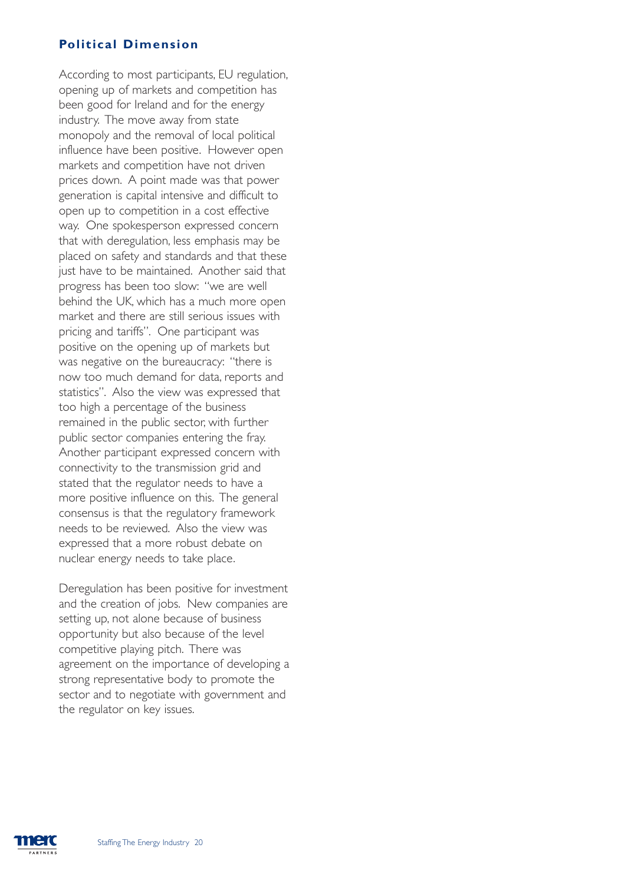## Political Dimension

According to most participants, EU regulation, opening up of markets and competition has been good for Ireland and for the energy industry. The move away from state monopoly and the removal of local political influence have been positive. However open markets and competition have not driven prices down. A point made was that power generation is capital intensive and difficult to open up to competition in a cost effective way. One spokesperson expressed concern that with deregulation, less emphasis may be placed on safety and standards and that these just have to be maintained. Another said that progress has been too slow: "we are well behind the UK, which has a much more open market and there are still serious issues with pricing and tariffs". One participant was positive on the opening up of markets but was negative on the bureaucracy: "there is now too much demand for data, reports and statistics". Also the view was expressed that too high a percentage of the business remained in the public sector, with further public sector companies entering the fray. Another participant expressed concern with connectivity to the transmission grid and stated that the regulator needs to have a more positive influence on this. The general consensus is that the regulatory framework needs to be reviewed. Also the view was expressed that a more robust debate on nuclear energy needs to take place.

Deregulation has been positive for investment and the creation of jobs. New companies are setting up, not alone because of business opportunity but also because of the level competitive playing pitch. There was agreement on the importance of developing a strong representative body to promote the sector and to negotiate with government and the regulator on key issues.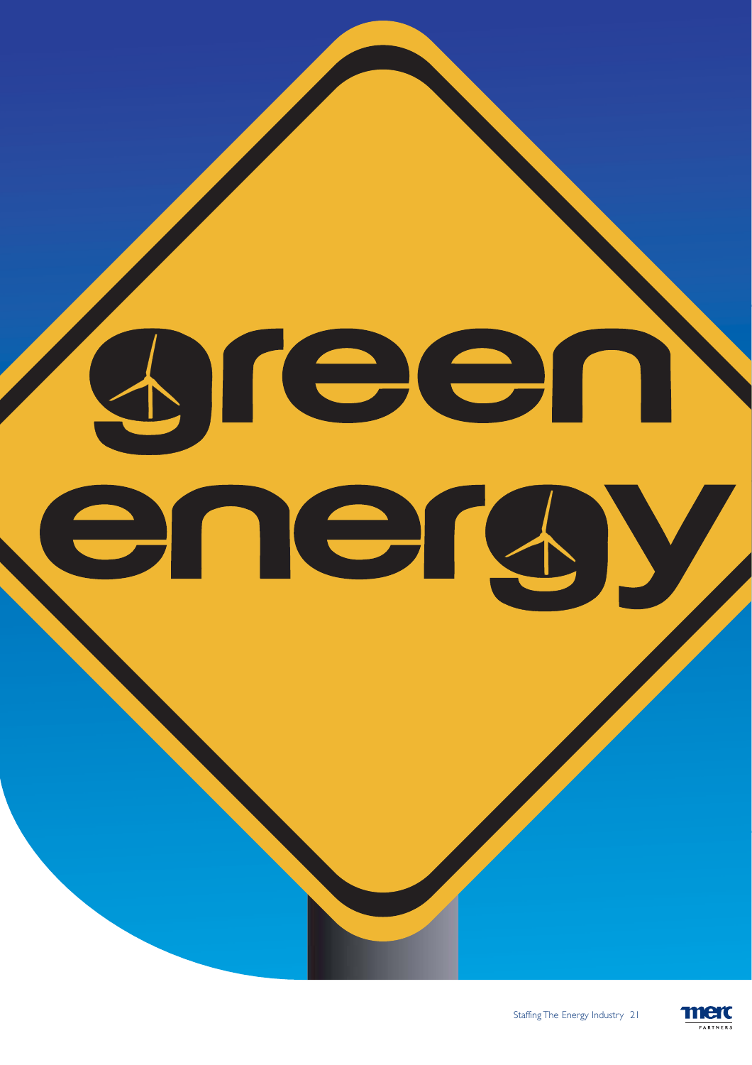green energy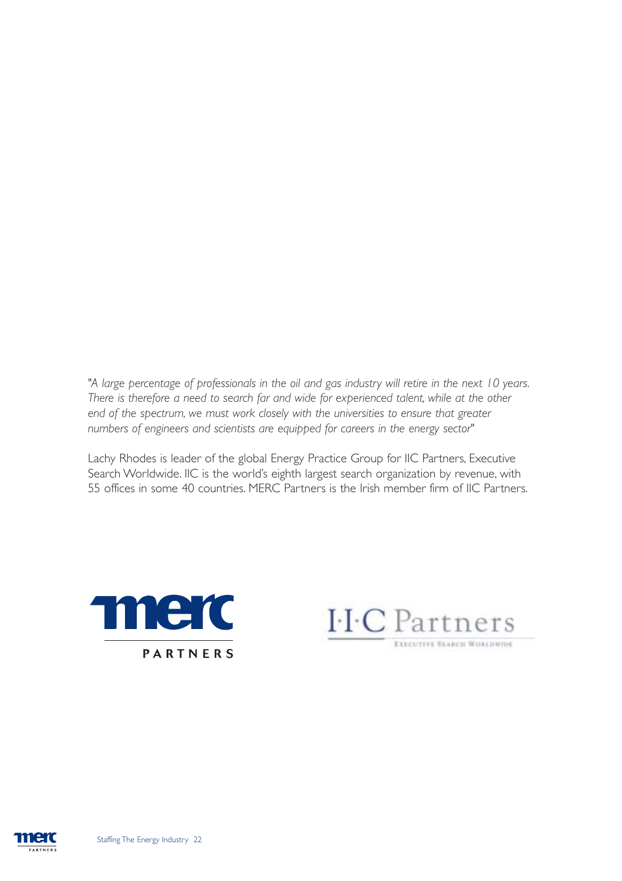*"A large percentage of professionals in the oil and gas industry will retire in the next 10 years. There is therefore a need to search far and wide for experienced talent, while at the other end of the spectrum, we must work closely with the universities to ensure that greater numbers of engineers and scientists are equipped for careers in the energy sector"*

Lachy Rhodes is leader of the global Energy Practice Group for IIC Partners, Executive Search Worldwide. IIC is the world's eighth largest search organization by revenue, with 55 offices in some 40 countries. MERC Partners is the Irish member firm of IIC Partners.

merc PARTNERS

I·I·C Partners

EXECUTIVE SEARCH WORLDWIDE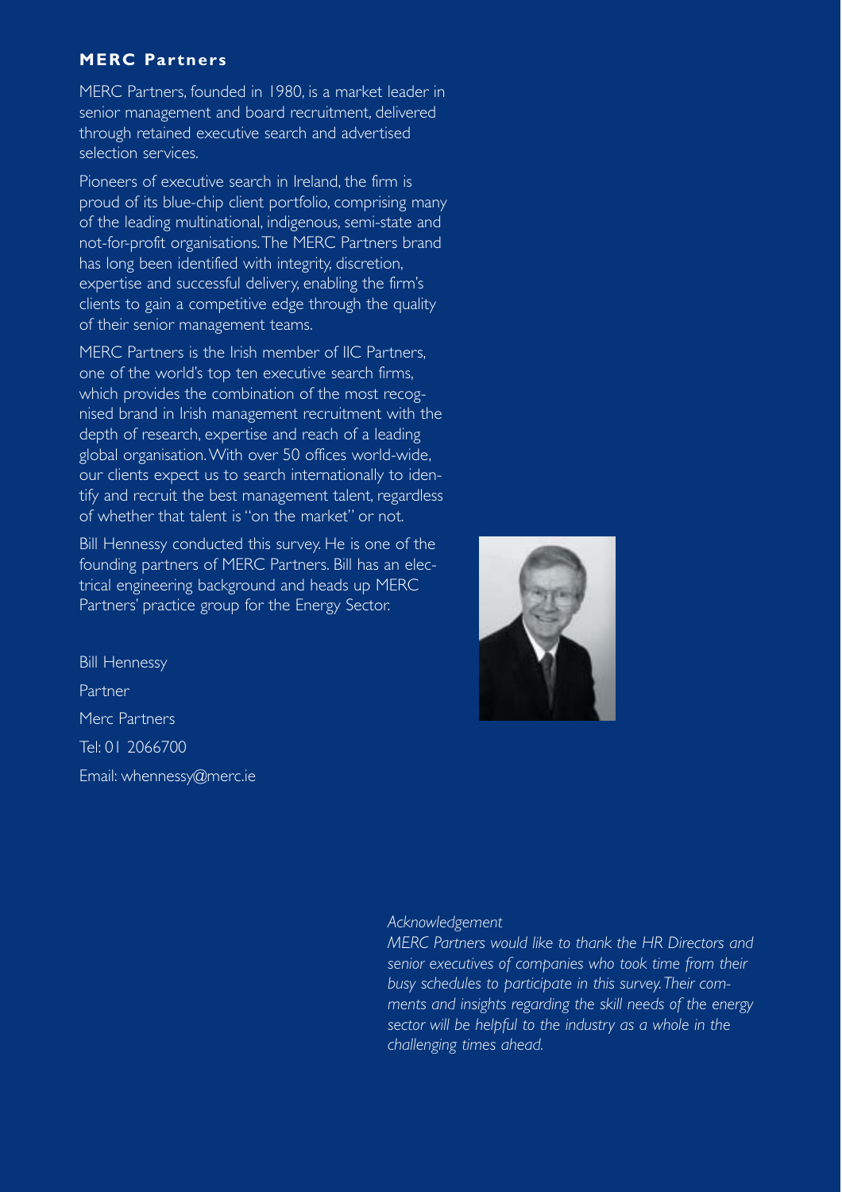## MERC Partners

MERC Partners, founded in 1980, is a market leader in senior management and board recruitment, delivered through retained executive search and advertised selection services.

Pioneers of executive search in Ireland, the firm is proud of its blue-chip client portfolio, comprising many of the leading multinational, indigenous, semi-state and not-for-profit organisations. The MERC Partners brand has long been identified with integrity, discretion, expertise and successful delivery, enabling the firm's clients to gain a competitive edge through the quality of their senior management teams.

MERC Partners is the Irish member of IIC Partners, one of the world's top ten executive search firms, which provides the combination of the most recognised brand in Irish management recruitment with the depth of research, expertise and reach of a leading global organisation. With over 50 offices world-wide, our clients expect us to search internationally to identify and recruit the best management talent, regardless of whether that talent is "on the market" or not.

Bill Hennessy conducted this survey. He is one of the founding partners of MERC Partners. Bill has an electrical engineering background and heads up MERC Partners' practice group for the Energy Sector.

Bill Hennessy

Partner

Merc Partners

Tel: 01 2066700

Email: whennessy@merc.ie

*Acknowledgement*

*MERC Partners would like to thank the HR Directors and senior executives of companies who took time from their busy schedules to participate in this survey. Their comments and insights regarding the skill needs of the energy sector will be helpful to the industry as a whole in the challenging times ahead.*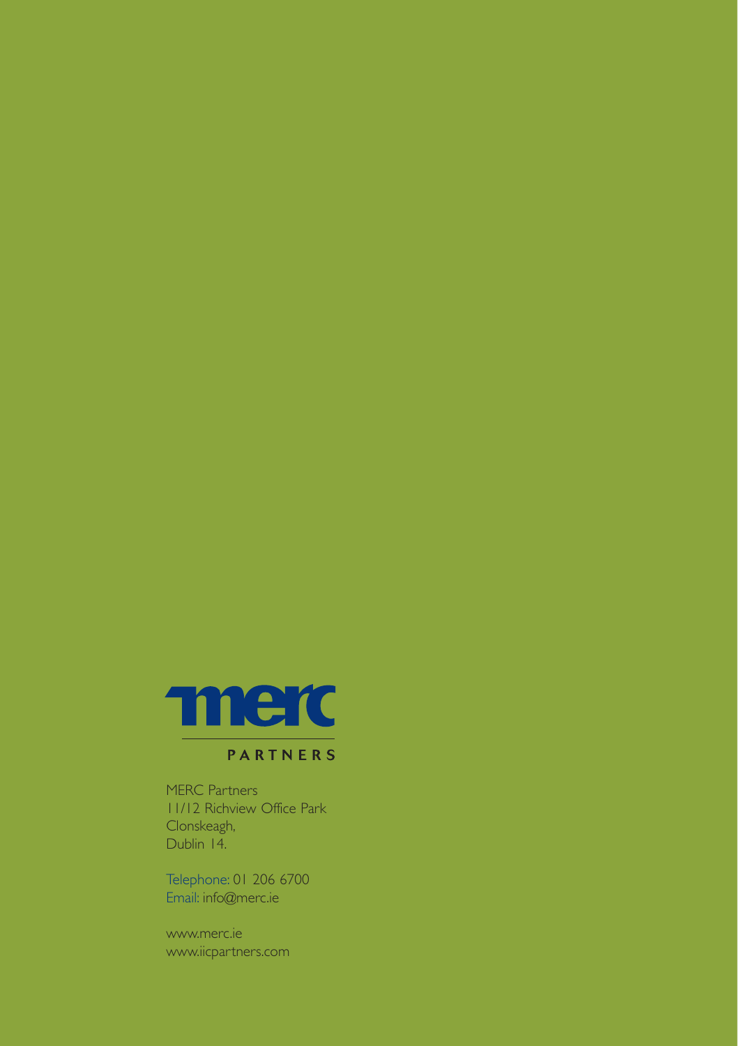merc

PARTNERS

MERC Partners
11/12 Richview Office Park
Clonskeagh,
Dublin 14.

Telephone: 01 206 6700
Email: info@merc.ie

www.merc.ie
www.iicpartners.com